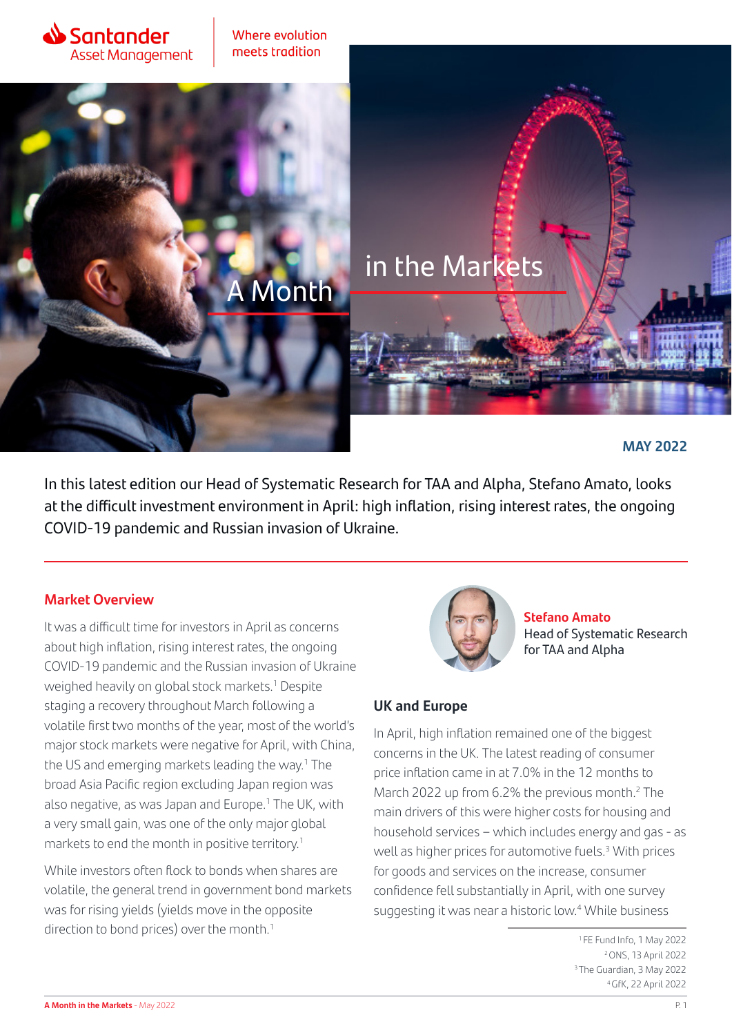Santander Asset Management

Where evolution meets tradition

# A Month in the Markets

**MAY 2022**

In this latest edition our Head of Systematic Research for TAA and Alpha, Stefano Amato, looks at the difficult investment environment in April: high inflation, rising interest rates, the ongoing COVID-19 pandemic and Russian invasion of Ukraine.

**Stefano Amato**
Head of Systematic Research for TAA and Alpha

## Market Overview

It was a difficult time for investors in April as concerns about high inflation, rising interest rates, the ongoing COVID-19 pandemic and the Russian invasion of Ukraine weighed heavily on global stock markets.[1] Despite staging a recovery throughout March following a volatile first two months of the year, most of the world's major stock markets were negative for April, with China, the US and emerging markets leading the way.[1] The broad Asia Pacific region excluding Japan region was also negative, as was Japan and Europe.[1] The UK, with a very small gain, was one of the only major global markets to end the month in positive territory.[1]

While investors often flock to bonds when shares are volatile, the general trend in government bond markets was for rising yields (yields move in the opposite direction to bond prices) over the month.[1]

## UK and Europe

In April, high inflation remained one of the biggest concerns in the UK. The latest reading of consumer price inflation came in at 7.0% in the 12 months to March 2022 up from 6.2% the previous month.[2] The main drivers of this were higher costs for housing and household services – which includes energy and gas - as well as higher prices for automotive fuels.[3] With prices for goods and services on the increase, consumer confidence fell substantially in April, with one survey suggesting it was near a historic low.[4] While business

[1] FE Fund Info, 1 May 2022
[2] ONS, 13 April 2022
[3] The Guardian, 3 May 2022
[4] GfK, 22 April 2022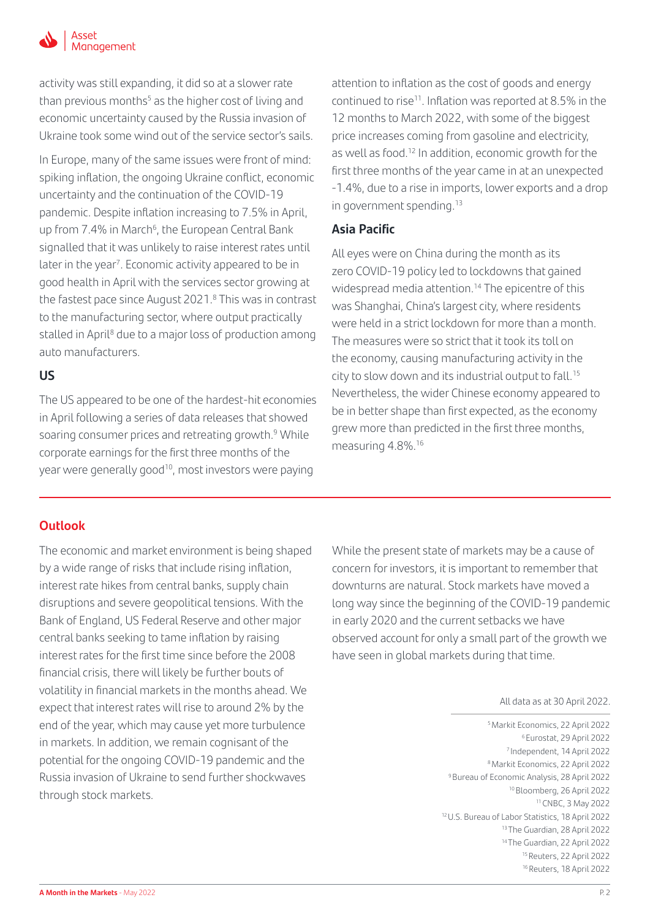activity was still expanding, it did so at a slower rate than previous months[5] as the higher cost of living and economic uncertainty caused by the Russia invasion of Ukraine took some wind out of the service sector's sails.

In Europe, many of the same issues were front of mind: spiking inflation, the ongoing Ukraine conflict, economic uncertainty and the continuation of the COVID-19 pandemic. Despite inflation increasing to 7.5% in April, up from 7.4% in March[6], the European Central Bank signalled that it was unlikely to raise interest rates until later in the year[7]. Economic activity appeared to be in good health in April with the services sector growing at the fastest pace since August 2021.[8] This was in contrast to the manufacturing sector, where output practically stalled in April[8] due to a major loss of production among auto manufacturers.

## US

The US appeared to be one of the hardest-hit economies in April following a series of data releases that showed soaring consumer prices and retreating growth.[9] While corporate earnings for the first three months of the year were generally good[10], most investors were paying attention to inflation as the cost of goods and energy continued to rise[11]. Inflation was reported at 8.5% in the 12 months to March 2022, with some of the biggest price increases coming from gasoline and electricity, as well as food.[12] In addition, economic growth for the first three months of the year came in at an unexpected -1.4%, due to a rise in imports, lower exports and a drop in government spending.[13]

## Asia Pacific

All eyes were on China during the month as its zero COVID-19 policy led to lockdowns that gained widespread media attention.[14] The epicentre of this was Shanghai, China's largest city, where residents were held in a strict lockdown for more than a month. The measures were so strict that it took its toll on the economy, causing manufacturing activity in the city to slow down and its industrial output to fall.[15] Nevertheless, the wider Chinese economy appeared to be in better shape than first expected, as the economy grew more than predicted in the first three months, measuring 4.8%.[16]

## Outlook

The economic and market environment is being shaped by a wide range of risks that include rising inflation, interest rate hikes from central banks, supply chain disruptions and severe geopolitical tensions. With the Bank of England, US Federal Reserve and other major central banks seeking to tame inflation by raising interest rates for the first time since before the 2008 financial crisis, there will likely be further bouts of volatility in financial markets in the months ahead. We expect that interest rates will rise to around 2% by the end of the year, which may cause yet more turbulence in markets. In addition, we remain cognisant of the potential for the ongoing COVID-19 pandemic and the Russia invasion of Ukraine to send further shockwaves through stock markets.

While the present state of markets may be a cause of concern for investors, it is important to remember that downturns are natural. Stock markets have moved a long way since the beginning of the COVID-19 pandemic in early 2020 and the current setbacks we have observed account for only a small part of the growth we have seen in global markets during that time.

All data as at 30 April 2022.

[5] Markit Economics, 22 April 2022
[6] Eurostat, 29 April 2022
[7] Independent, 14 April 2022
[8] Markit Economics, 22 April 2022
[9] Bureau of Economic Analysis, 28 April 2022
[10] Bloomberg, 26 April 2022
[11] CNBC, 3 May 2022
[12] U.S. Bureau of Labor Statistics, 18 April 2022
[13] The Guardian, 28 April 2022
[14] The Guardian, 22 April 2022
[15] Reuters, 22 April 2022
[16] Reuters, 18 April 2022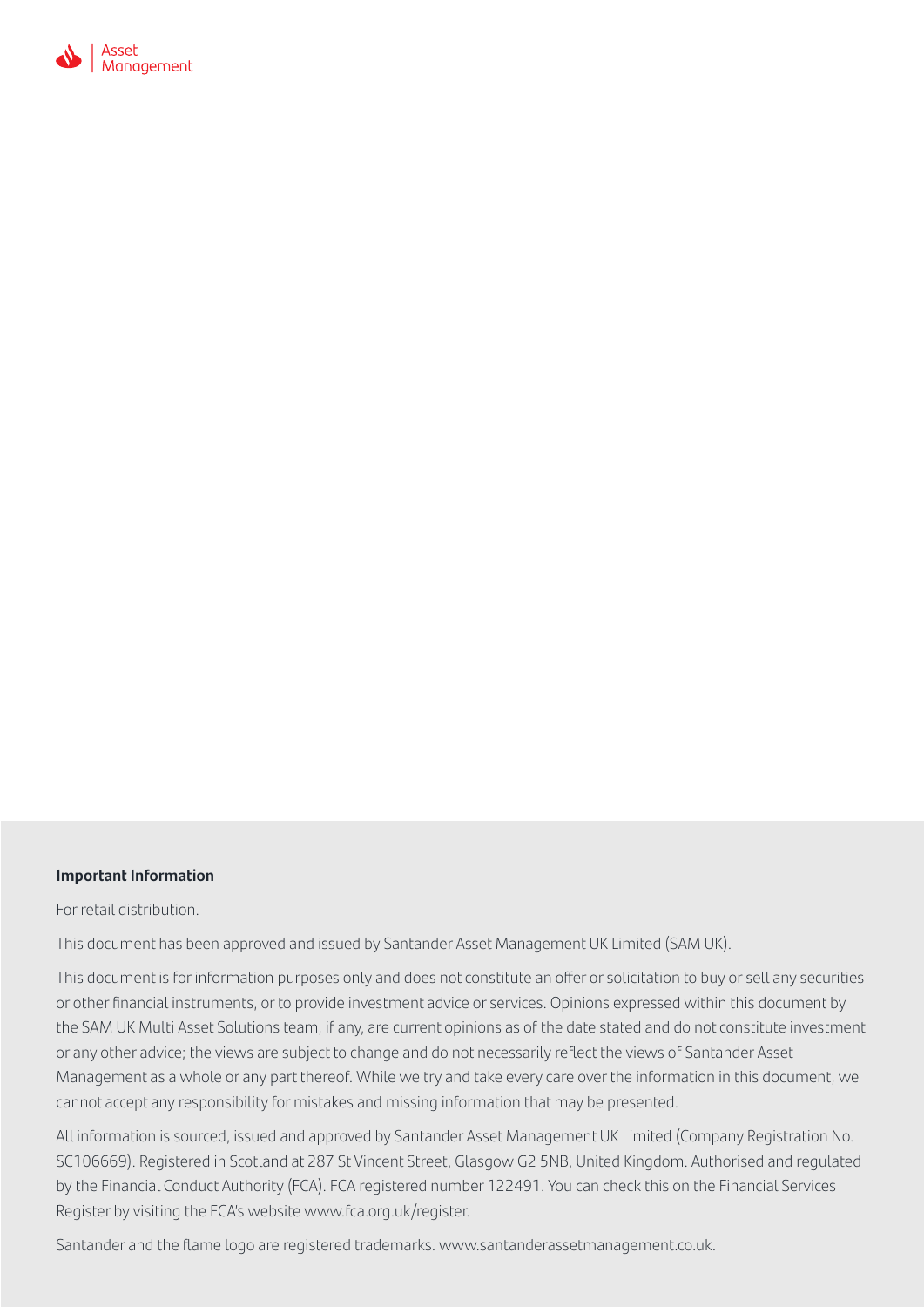Asset Management

**Important Information**

For retail distribution.

This document has been approved and issued by Santander Asset Management UK Limited (SAM UK).

This document is for information purposes only and does not constitute an offer or solicitation to buy or sell any securities or other financial instruments, or to provide investment advice or services. Opinions expressed within this document by the SAM UK Multi Asset Solutions team, if any, are current opinions as of the date stated and do not constitute investment or any other advice; the views are subject to change and do not necessarily reflect the views of Santander Asset Management as a whole or any part thereof. While we try and take every care over the information in this document, we cannot accept any responsibility for mistakes and missing information that may be presented.

All information is sourced, issued and approved by Santander Asset Management UK Limited (Company Registration No. SC106669). Registered in Scotland at 287 St Vincent Street, Glasgow G2 5NB, United Kingdom. Authorised and regulated by the Financial Conduct Authority (FCA). FCA registered number 122491. You can check this on the Financial Services Register by visiting the FCA's website www.fca.org.uk/register.

Santander and the flame logo are registered trademarks. www.santanderassetmanagement.co.uk.